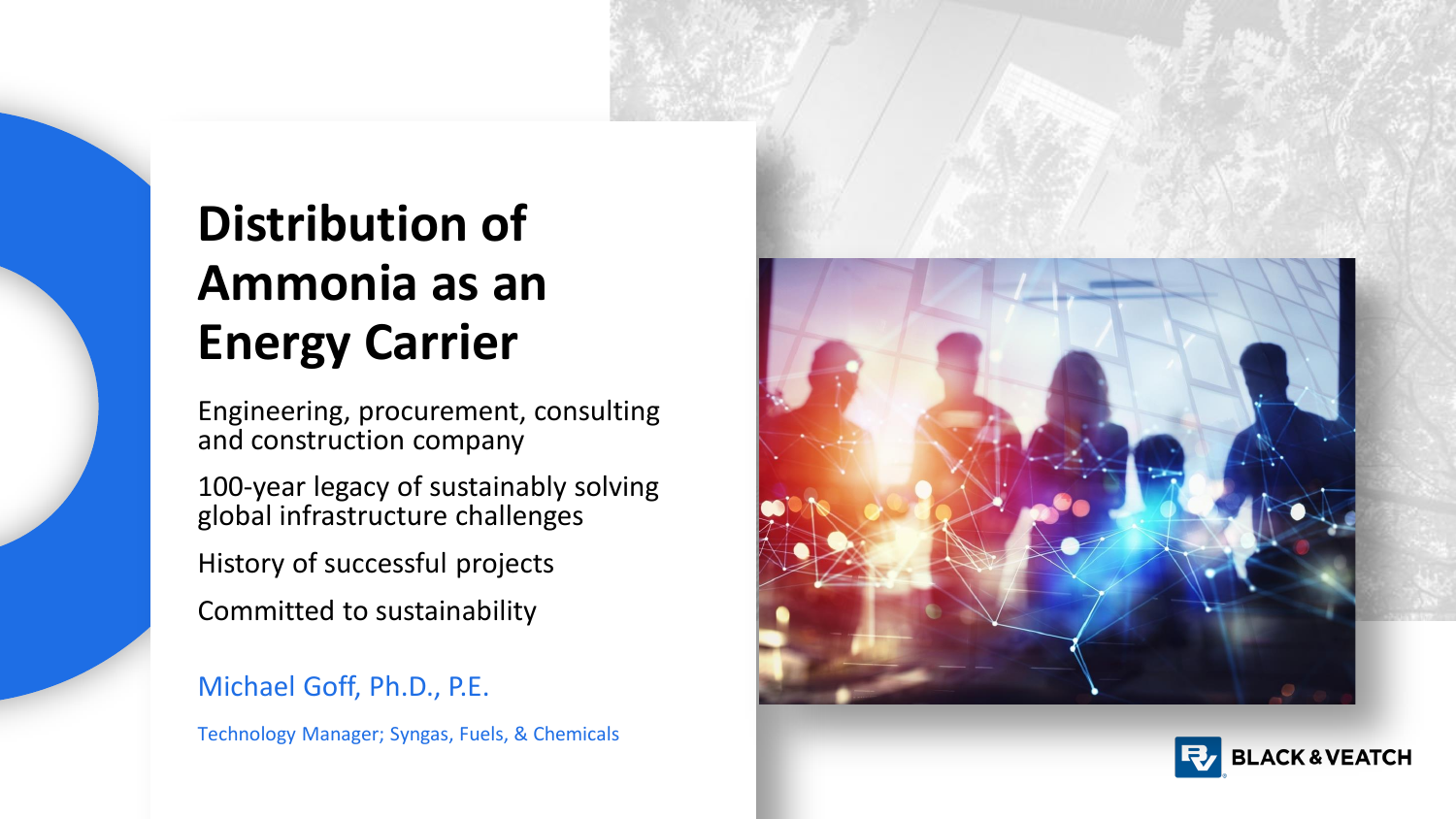# Distribution of Ammonia as an Energy Carrier

Engineering, procurement, consulting and construction company

100-year legacy of sustainably solving global infrastructure challenges

History of successful projects

Committed to sustainability

Michael Goff, Ph.D., P.E.

Technology Manager; Syngas, Fuels, & Chemicals

BLACK & VEATCH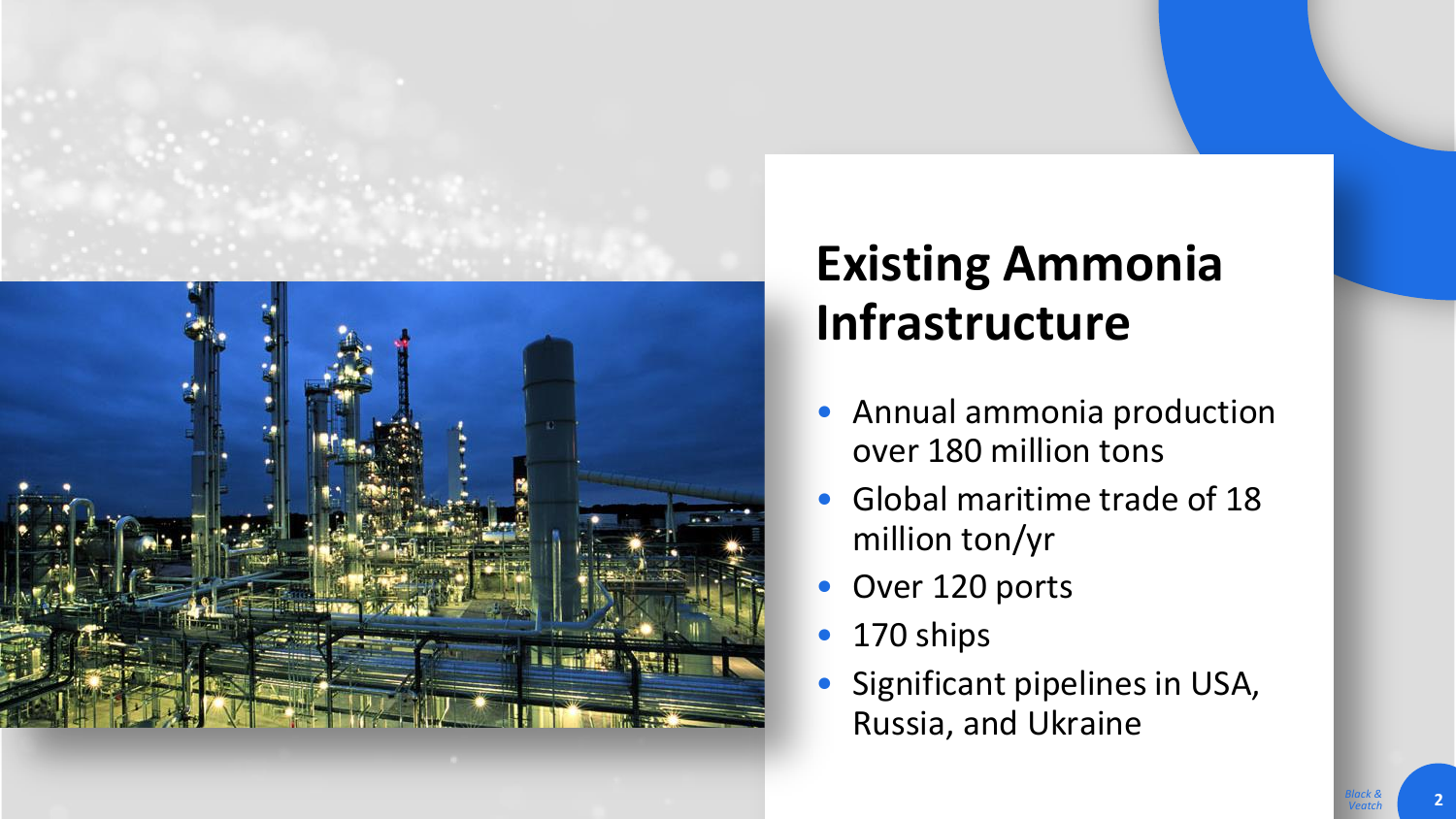# Existing Ammonia Infrastructure

- Annual ammonia production over 180 million tons
- Global maritime trade of 18 million ton/yr
- Over 120 ports
- 170 ships
- Significant pipelines in USA, Russia, and Ukraine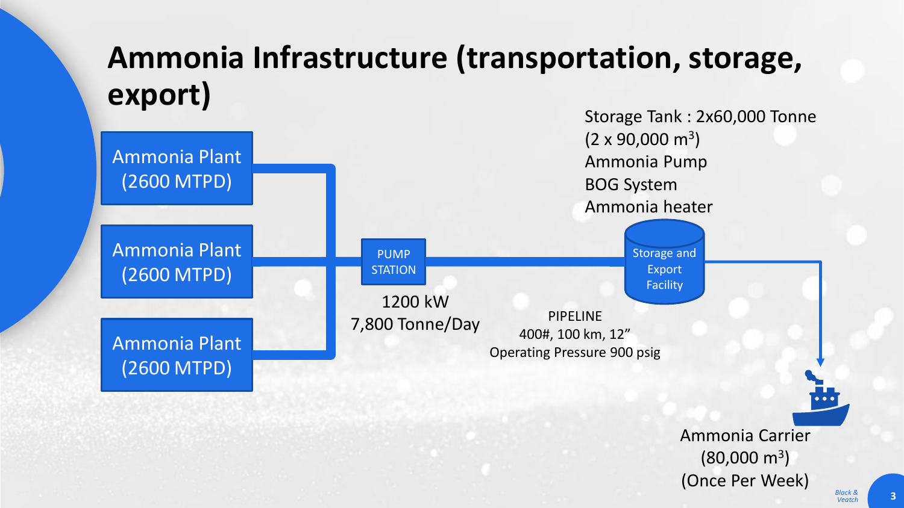# Ammonia Infrastructure (transportation, storage, export)

Ammonia Plant (2600 MTPD)

Ammonia Plant (2600 MTPD)

Ammonia Plant (2600 MTPD)

PUMP STATION

1200 kW
7,800 Tonne/Day

PIPELINE
400#, 100 km, 12”
Operating Pressure 900 psig

Storage and Export Facility

Storage Tank : 2x60,000 Tonne
(2 x 90,000 $m^3$)
Ammonia Pump
BOG System
Ammonia heater

Ammonia Carrier
(80,000 $m^3$)
(Once Per Week)

*Black & Veatch*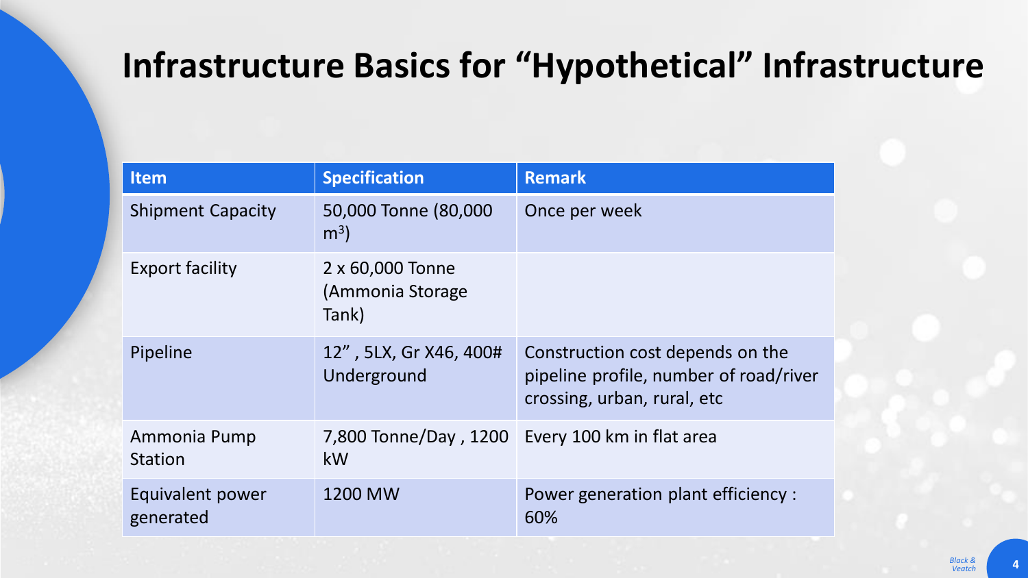# Infrastructure Basics for "Hypothetical" Infrastructure

| Item | Specification | Remark |
| --- | --- | --- |
| Shipment Capacity | 50,000 Tonne (80,000 $m^3$) | Once per week |
| Export facility | 2 x 60,000 Tonne (Ammonia Storage Tank) | |
| Pipeline | 12" , 5LX, Gr X46, 400# Underground | Construction cost depends on the pipeline profile, number of road/river crossing, urban, rural, etc |
| Ammonia Pump Station | 7,800 Tonne/Day , 1200 kW | Every 100 km in flat area |
| Equivalent power generated | 1200 MW | Power generation plant efficiency : 60% |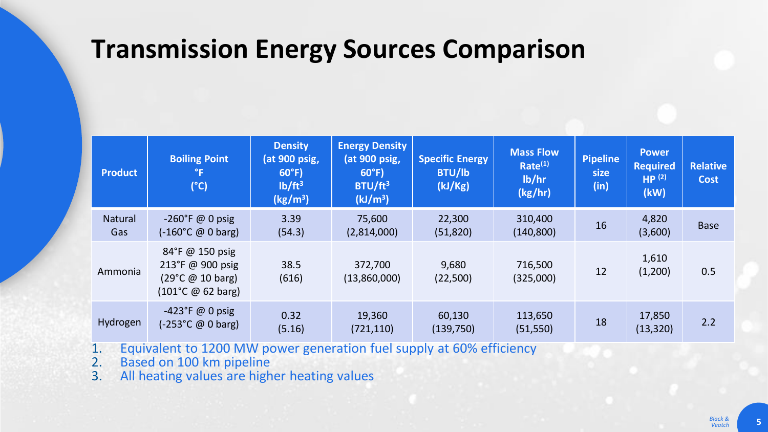# Transmission Energy Sources Comparison

| Product | Boiling Point °F (°C) | Density (at 900 psig, 60°F) lb/ft³ (kg/m³) | Energy Density (at 900 psig, 60°F) BTU/ft³ (kJ/m³) | Specific Energy BTU/lb (kJ/Kg) | Mass Flow Rate[1] lb/hr (kg/hr) | Pipeline size (in) | Power Required HP [2] (kW) | Relative Cost |
|---|---|---|---|---|---|---|---|---|
| Natural Gas | -260°F @ 0 psig (-160°C @ 0 barg) | 3.39 (54.3) | 75,600 (2,814,000) | 22,300 (51,820) | 310,400 (140,800) | 16 | 4,820 (3,600) | Base |
| Ammonia | 84°F @ 150 psig 213°F @ 900 psig (29°C @ 10 barg) (101°C @ 62 barg) | 38.5 (616) | 372,700 (13,860,000) | 9,680 (22,500) | 716,500 (325,000) | 12 | 1,610 (1,200) | 0.5 |
| Hydrogen | -423°F @ 0 psig (-253°C @ 0 barg) | 0.32 (5.16) | 19,360 (721,110) | 60,130 (139,750) | 113,650 (51,550) | 18 | 17,850 (13,320) | 2.2 |

1. Equivalent to 1200 MW power generation fuel supply at 60% efficiency
2. Based on 100 km pipeline
3. All heating values are higher heating values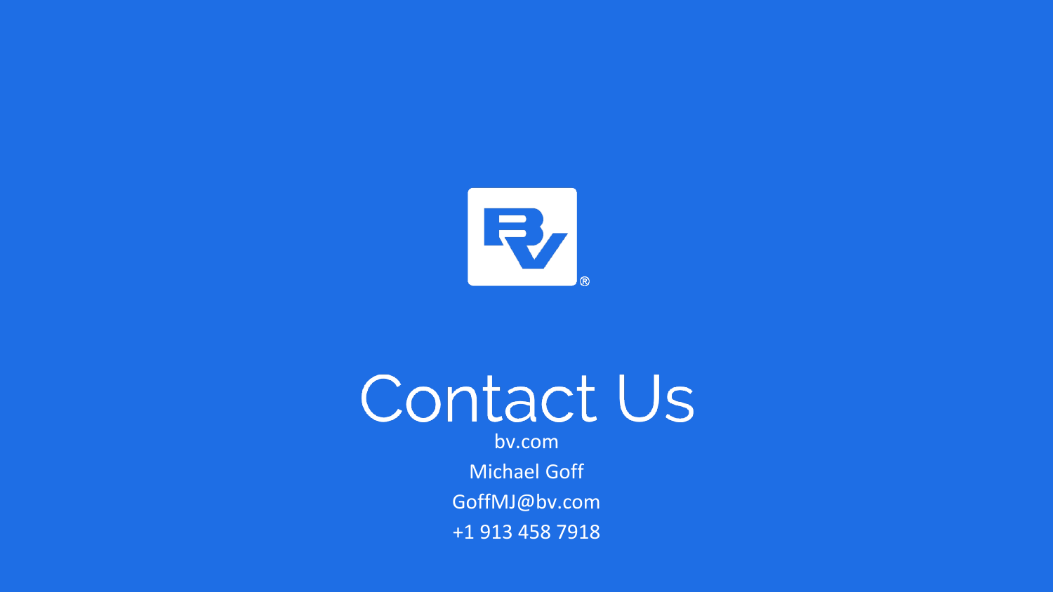# Contact Us

bv.com

Michael Goff

GoffMJ@bv.com

+1 913 458 7918